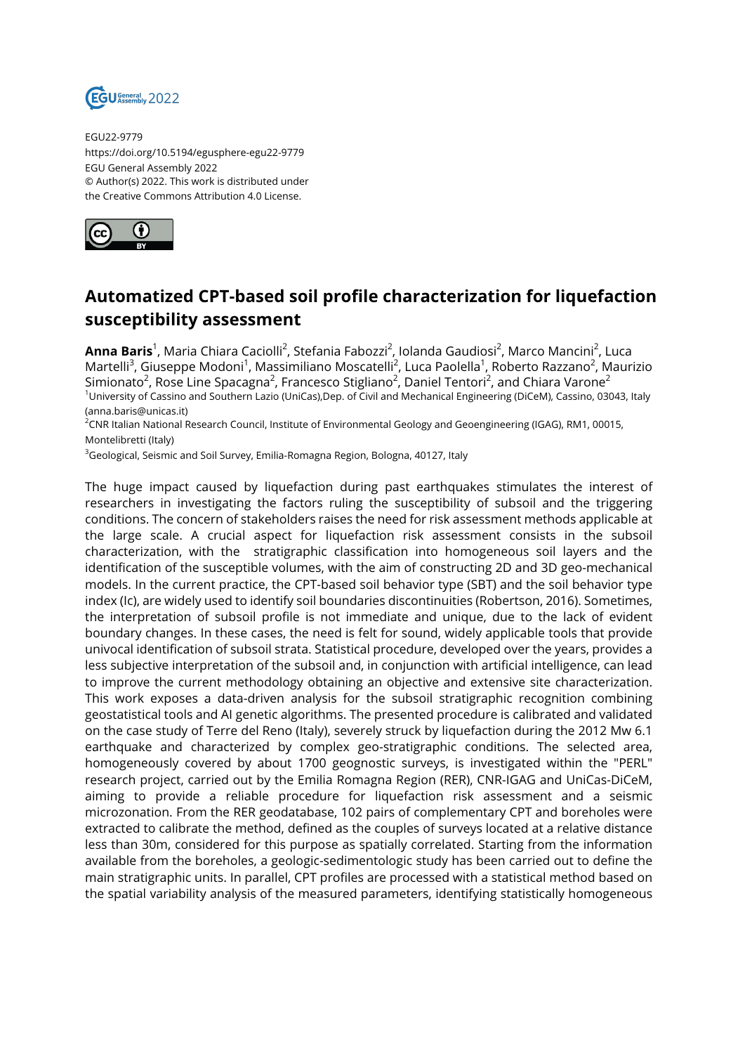EGU22-9779
https://doi.org/10.5194/egusphere-egu22-9779
EGU General Assembly 2022
© Author(s) 2022. This work is distributed under the Creative Commons Attribution 4.0 License.

# Automatized CPT-based soil profile characterization for liquefaction susceptibility assessment

**Anna Baris**[1], Maria Chiara Caciolli[2], Stefania Fabozzi[2], Iolanda Gaudiosi[2], Marco Mancini[2], Luca Martelli[3], Giuseppe Modoni[1], Massimiliano Moscatelli[2], Luca Paolella[1], Roberto Razzano[2], Maurizio Simionato[2], Rose Line Spacagna[2], Francesco Stigliano[2], Daniel Tentori[2], and Chiara Varone[2]

[1]University of Cassino and Southern Lazio (UniCas),Dep. of Civil and Mechanical Engineering (DiCeM), Cassino, 03043, Italy (anna.baris@unicas.it)

[2]CNR Italian National Research Council, Institute of Environmental Geology and Geoengineering (IGAG), RM1, 00015, Montelibretti (Italy)

[3]Geological, Seismic and Soil Survey, Emilia-Romagna Region, Bologna, 40127, Italy

The huge impact caused by liquefaction during past earthquakes stimulates the interest of researchers in investigating the factors ruling the susceptibility of subsoil and the triggering conditions. The concern of stakeholders raises the need for risk assessment methods applicable at the large scale. A crucial aspect for liquefaction risk assessment consists in the subsoil characterization, with the stratigraphic classification into homogeneous soil layers and the identification of the susceptible volumes, with the aim of constructing 2D and 3D geo-mechanical models. In the current practice, the CPT-based soil behavior type (SBT) and the soil behavior type index (Ic), are widely used to identify soil boundaries discontinuities (Robertson, 2016). Sometimes, the interpretation of subsoil profile is not immediate and unique, due to the lack of evident boundary changes. In these cases, the need is felt for sound, widely applicable tools that provide univocal identification of subsoil strata. Statistical procedure, developed over the years, provides a less subjective interpretation of the subsoil and, in conjunction with artificial intelligence, can lead to improve the current methodology obtaining an objective and extensive site characterization. This work exposes a data-driven analysis for the subsoil stratigraphic recognition combining geostatistical tools and AI genetic algorithms. The presented procedure is calibrated and validated on the case study of Terre del Reno (Italy), severely struck by liquefaction during the 2012 Mw 6.1 earthquake and characterized by complex geo-stratigraphic conditions. The selected area, homogeneously covered by about 1700 geognostic surveys, is investigated within the "PERL" research project, carried out by the Emilia Romagna Region (RER), CNR-IGAG and UniCas-DiCeM, aiming to provide a reliable procedure for liquefaction risk assessment and a seismic microzonation. From the RER geodatabase, 102 pairs of complementary CPT and boreholes were extracted to calibrate the method, defined as the couples of surveys located at a relative distance less than 30m, considered for this purpose as spatially correlated. Starting from the information available from the boreholes, a geologic-sedimentologic study has been carried out to define the main stratigraphic units. In parallel, CPT profiles are processed with a statistical method based on the spatial variability analysis of the measured parameters, identifying statistically homogeneous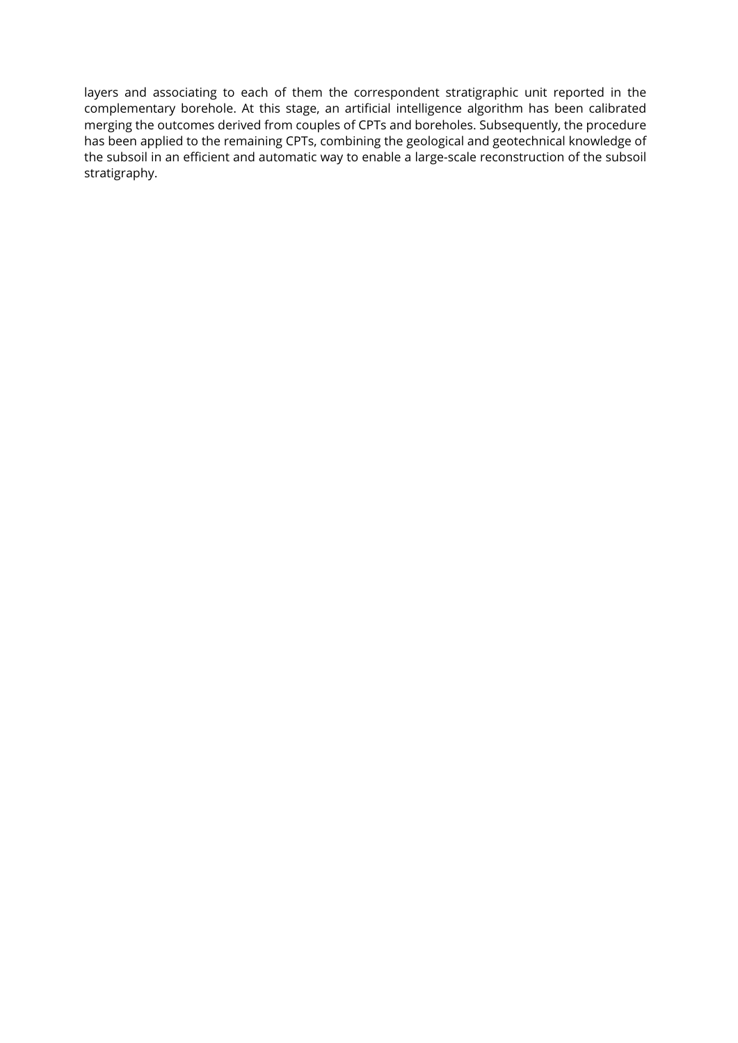layers and associating to each of them the correspondent stratigraphic unit reported in the complementary borehole. At this stage, an artificial intelligence algorithm has been calibrated merging the outcomes derived from couples of CPTs and boreholes. Subsequently, the procedure has been applied to the remaining CPTs, combining the geological and geotechnical knowledge of the subsoil in an efficient and automatic way to enable a large-scale reconstruction of the subsoil stratigraphy.